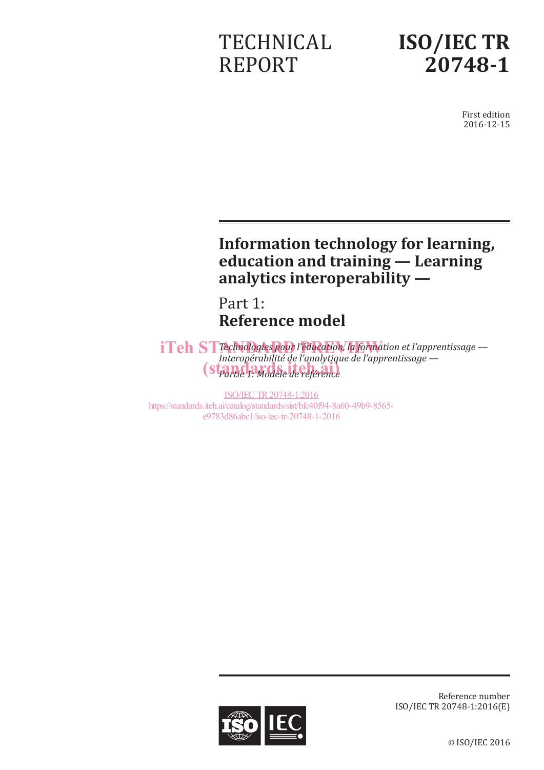TECHNICAL REPORT

# ISO/IEC TR 20748-1

First edition
2016-12-15

# Information technology for learning, education and training — Learning analytics interoperability —

## Part 1: **Reference model**

*Technologies pour l'éducation, la formation et l'apprentissage — Interopérabilité de l'analytique de l'apprentissage — Partie 1: Modèle de référence*

iTeh STANDARD PREVIEW
(standards.iteh.ai)

ISO/IEC TR 20748-1:2016
https://standards.iteh.ai/catalog/standards/sist/bfc40f94-8a60-49b9-8565-e9783d86abc1/iso-iec-tr-20748-1-2016

Reference number
ISO/IEC TR 20748-1:2016(E)

© ISO/IEC 2016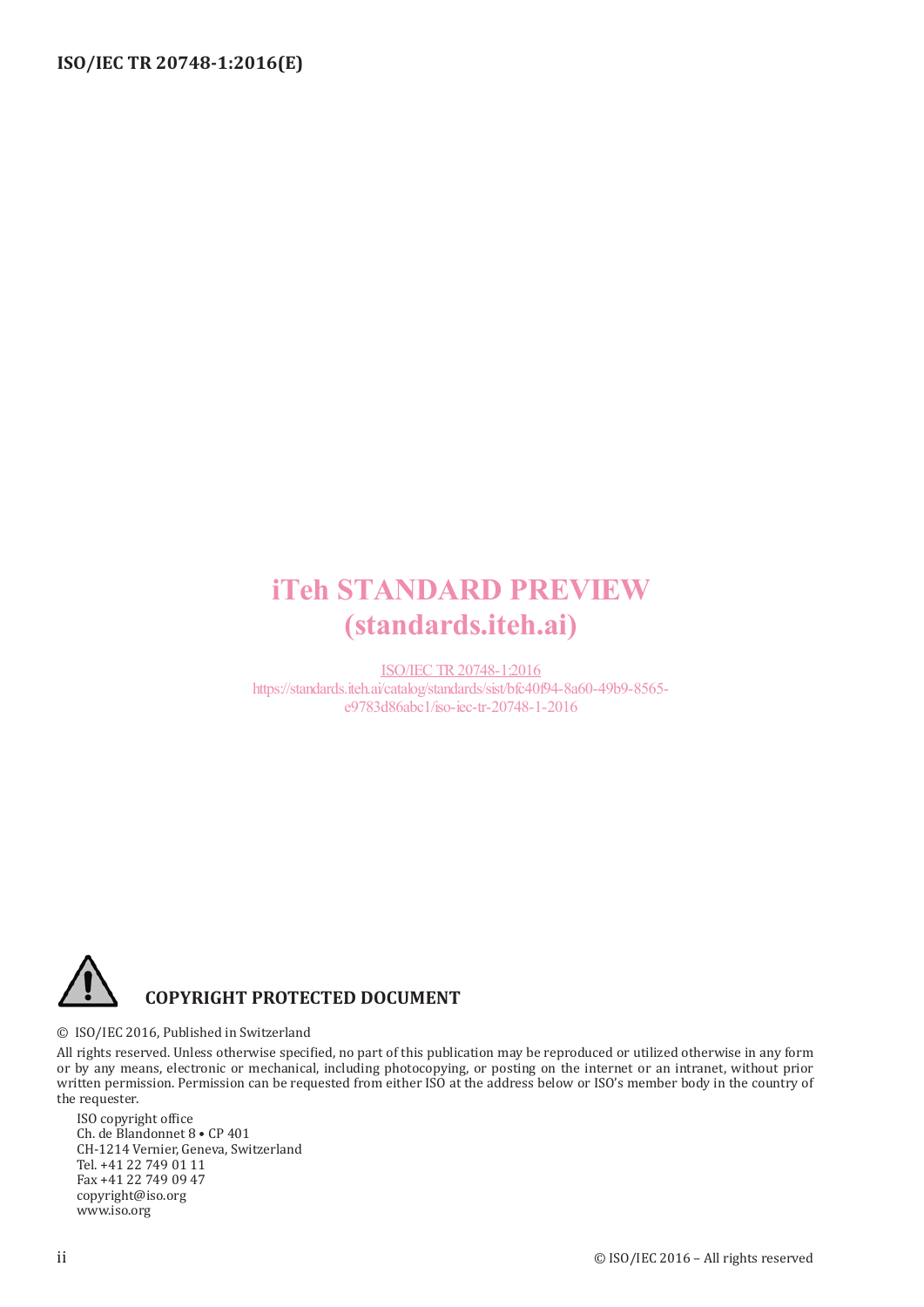iTeh STANDARD PREVIEW
(standards.iteh.ai)

ISO/IEC TR 20748-1:2016
https://standards.iteh.ai/catalog/standards/sist/bfc40f94-8a60-49b9-8565-e9783d86abc1/iso-iec-tr-20748-1-2016

**COPYRIGHT PROTECTED DOCUMENT**

© ISO/IEC 2016, Published in Switzerland

All rights reserved. Unless otherwise specified, no part of this publication may be reproduced or utilized otherwise in any form or by any means, electronic or mechanical, including photocopying, or posting on the internet or an intranet, without prior written permission. Permission can be requested from either ISO at the address below or ISO's member body in the country of the requester.

ISO copyright office
Ch. de Blandonnet 8 • CP 401
CH-1214 Vernier, Geneva, Switzerland
Tel. +41 22 749 01 11
Fax +41 22 749 09 47
copyright@iso.org
www.iso.org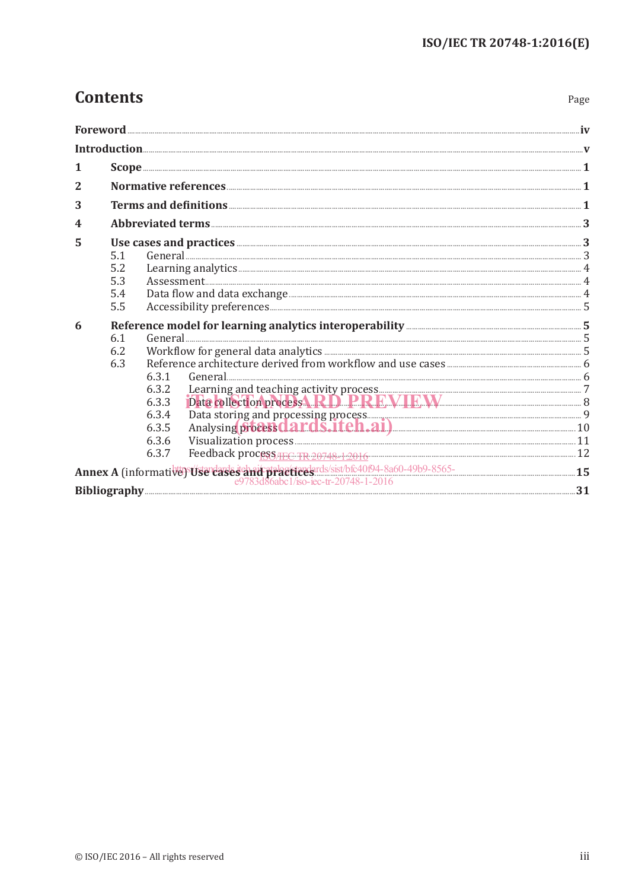# Contents

Page

Foreword ... iv

Introduction ... v

1 Scope ... 1

2 Normative references ... 1

3 Terms and definitions ... 1

4 Abbreviated terms ... 3

5 Use cases and practices ... 3
- 5.1 General ... 3
- 5.2 Learning analytics ... 4
- 5.3 Assessment ... 4
- 5.4 Data flow and data exchange ... 4
- 5.5 Accessibility preferences ... 5

6 Reference model for learning analytics interoperability ... 5
- 6.1 General ... 5
- 6.2 Workflow for general data analytics ... 5
- 6.3 Reference architecture derived from workflow and use cases ... 6
  - 6.3.1 General ... 6
  - 6.3.2 Learning and teaching activity process ... 7
  - 6.3.3 Data collection process ... 8
  - 6.3.4 Data storing and processing process ... 9
  - 6.3.5 Analysing process ... 10
  - 6.3.6 Visualization process ... 11
  - 6.3.7 Feedback process ... 12

Annex A (informative) Use cases and practices ... 15

Bibliography ... 31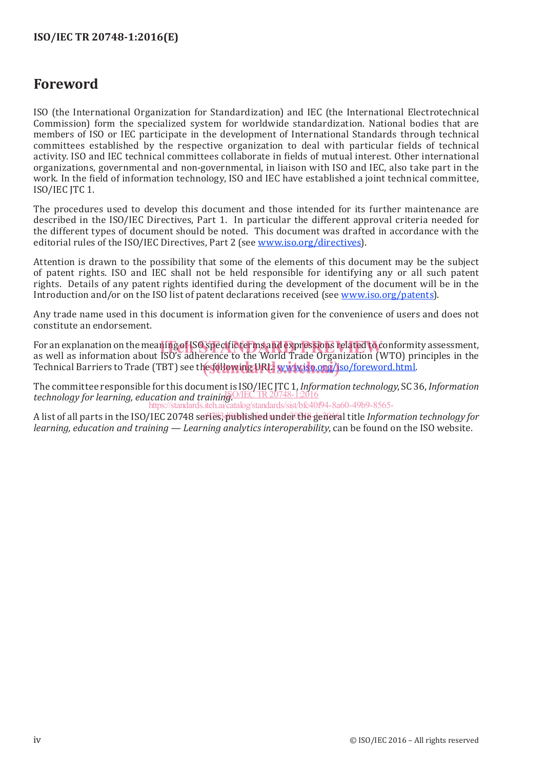# Foreword

ISO (the International Organization for Standardization) and IEC (the International Electrotechnical Commission) form the specialized system for worldwide standardization. National bodies that are members of ISO or IEC participate in the development of International Standards through technical committees established by the respective organization to deal with particular fields of technical activity. ISO and IEC technical committees collaborate in fields of mutual interest. Other international organizations, governmental and non-governmental, in liaison with ISO and IEC, also take part in the work. In the field of information technology, ISO and IEC have established a joint technical committee, ISO/IEC JTC 1.

The procedures used to develop this document and those intended for its further maintenance are described in the ISO/IEC Directives, Part 1. In particular the different approval criteria needed for the different types of document should be noted. This document was drafted in accordance with the editorial rules of the ISO/IEC Directives, Part 2 (see www.iso.org/directives).

Attention is drawn to the possibility that some of the elements of this document may be the subject of patent rights. ISO and IEC shall not be held responsible for identifying any or all such patent rights. Details of any patent rights identified during the development of the document will be in the Introduction and/or on the ISO list of patent declarations received (see www.iso.org/patents).

Any trade name used in this document is information given for the convenience of users and does not constitute an endorsement.

For an explanation on the meaning of ISO specific terms and expressions related to conformity assessment, as well as information about ISO's adherence to the World Trade Organization (WTO) principles in the Technical Barriers to Trade (TBT) see the following URL: www.iso.org/iso/foreword.html.

The committee responsible for this document is ISO/IEC JTC 1, *Information technology*, SC 36, *Information technology for learning, education and training*.

A list of all parts in the ISO/IEC 20748 series, published under the general title *Information technology for learning, education and training — Learning analytics interoperability*, can be found on the ISO website.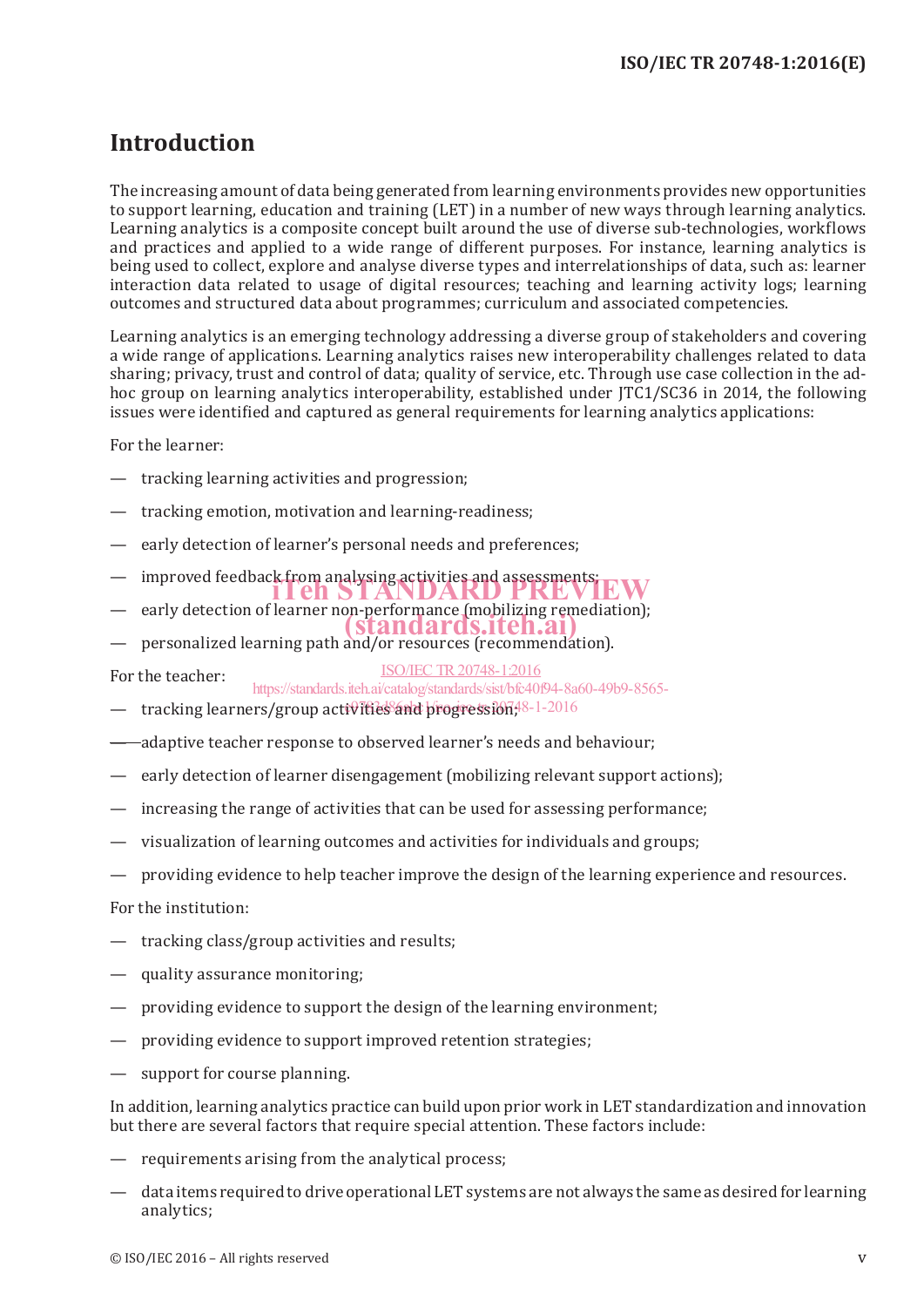# Introduction

The increasing amount of data being generated from learning environments provides new opportunities to support learning, education and training (LET) in a number of new ways through learning analytics. Learning analytics is a composite concept built around the use of diverse sub-technologies, workflows and practices and applied to a wide range of different purposes. For instance, learning analytics is being used to collect, explore and analyse diverse types and interrelationships of data, such as: learner interaction data related to usage of digital resources; teaching and learning activity logs; learning outcomes and structured data about programmes; curriculum and associated competencies.

Learning analytics is an emerging technology addressing a diverse group of stakeholders and covering a wide range of applications. Learning analytics raises new interoperability challenges related to data sharing; privacy, trust and control of data; quality of service, etc. Through use case collection in the ad-hoc group on learning analytics interoperability, established under JTC1/SC36 in 2014, the following issues were identified and captured as general requirements for learning analytics applications:

For the learner:

— tracking learning activities and progression;

— tracking emotion, motivation and learning-readiness;

— early detection of learner's personal needs and preferences;

— improved feedback from analysing activities and assessments;

— early detection of learner non-performance (mobilizing remediation);

— personalized learning path and/or resources (recommendation).

For the teacher:

— tracking learners/group activities and progression;

— adaptive teacher response to observed learner's needs and behaviour;

— early detection of learner disengagement (mobilizing relevant support actions);

— increasing the range of activities that can be used for assessing performance;

— visualization of learning outcomes and activities for individuals and groups;

— providing evidence to help teacher improve the design of the learning experience and resources.

For the institution:

— tracking class/group activities and results;

— quality assurance monitoring;

— providing evidence to support the design of the learning environment;

— providing evidence to support improved retention strategies;

— support for course planning.

In addition, learning analytics practice can build upon prior work in LET standardization and innovation but there are several factors that require special attention. These factors include:

— requirements arising from the analytical process;

— data items required to drive operational LET systems are not always the same as desired for learning analytics;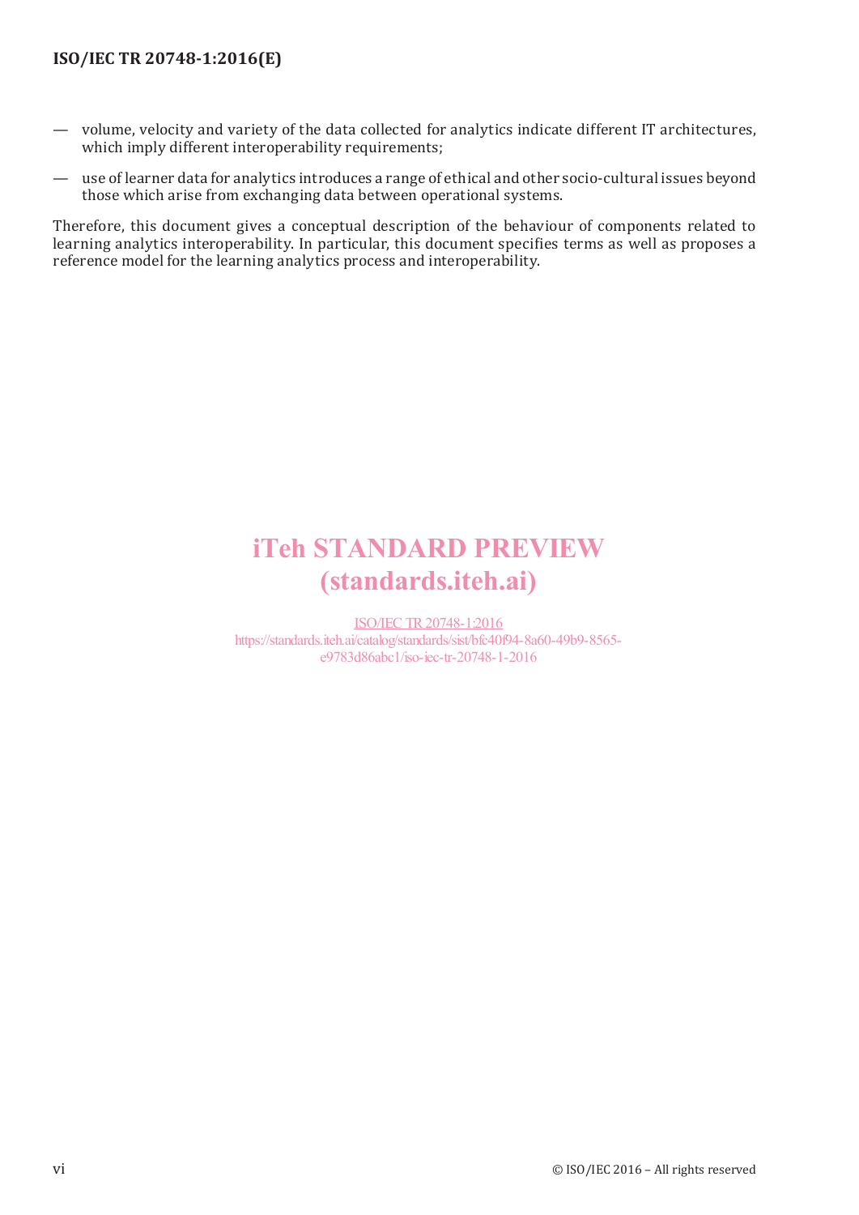- volume, velocity and variety of the data collected for analytics indicate different IT architectures, which imply different interoperability requirements;
- use of learner data for analytics introduces a range of ethical and other socio-cultural issues beyond those which arise from exchanging data between operational systems.

Therefore, this document gives a conceptual description of the behaviour of components related to learning analytics interoperability. In particular, this document specifies terms as well as proposes a reference model for the learning analytics process and interoperability.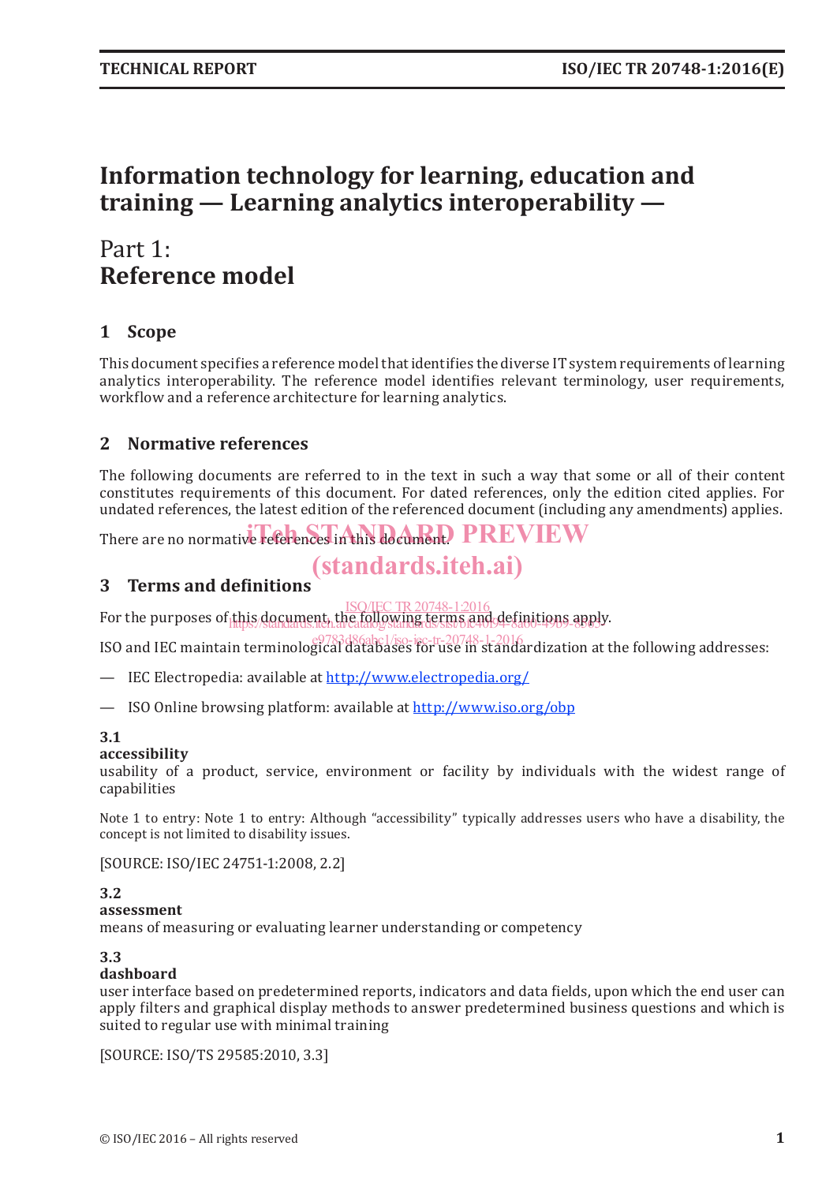# Information technology for learning, education and training — Learning analytics interoperability —

## Part 1: Reference model

## 1 Scope

This document specifies a reference model that identifies the diverse IT system requirements of learning analytics interoperability. The reference model identifies relevant terminology, user requirements, workflow and a reference architecture for learning analytics.

## 2 Normative references

The following documents are referred to in the text in such a way that some or all of their content constitutes requirements of this document. For dated references, only the edition cited applies. For undated references, the latest edition of the referenced document (including any amendments) applies.

There are no normative references in this document.

## 3 Terms and definitions

For the purposes of this document, the following terms and definitions apply.

ISO and IEC maintain terminological databases for use in standardization at the following addresses:

— IEC Electropedia: available at http://www.electropedia.org/

— ISO Online browsing platform: available at http://www.iso.org/obp

**3.1**
**accessibility**
usability of a product, service, environment or facility by individuals with the widest range of capabilities

Note 1 to entry: Note 1 to entry: Although "accessibility" typically addresses users who have a disability, the concept is not limited to disability issues.

[SOURCE: ISO/IEC 24751-1:2008, 2.2]

**3.2**
**assessment**
means of measuring or evaluating learner understanding or competency

**3.3**
**dashboard**
user interface based on predetermined reports, indicators and data fields, upon which the end user can apply filters and graphical display methods to answer predetermined business questions and which is suited to regular use with minimal training

[SOURCE: ISO/TS 29585:2010, 3.3]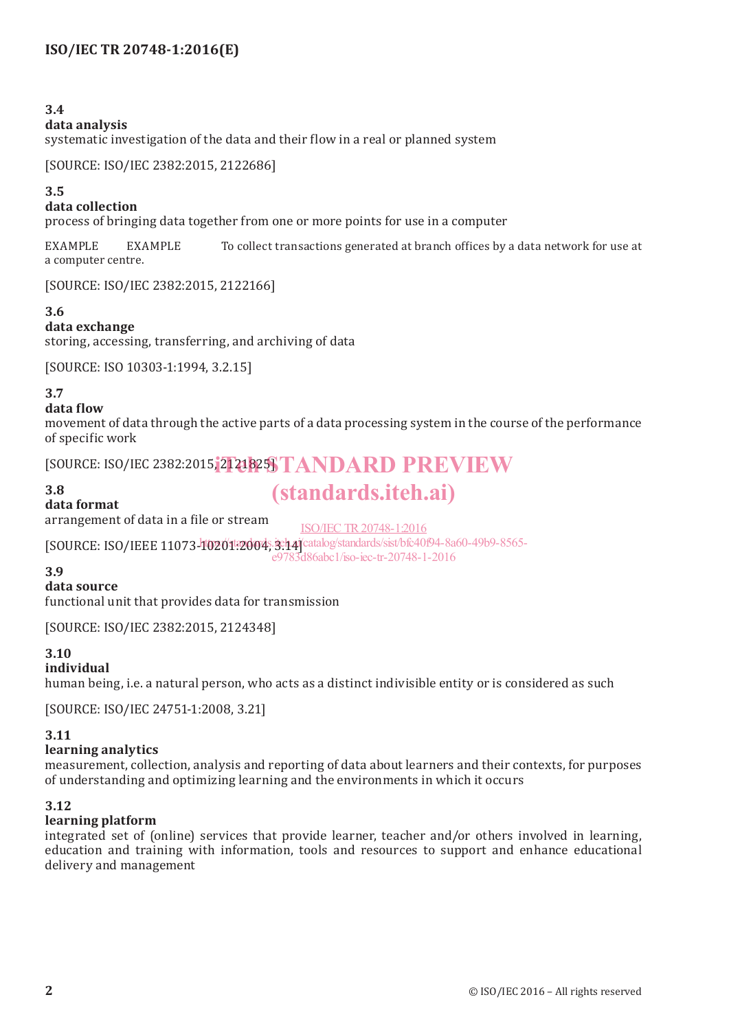**3.4**
**data analysis**
systematic investigation of the data and their flow in a real or planned system

[SOURCE: ISO/IEC 2382:2015, 2122686]

**3.5**
**data collection**
process of bringing data together from one or more points for use in a computer

EXAMPLE EXAMPLE To collect transactions generated at branch offices by a data network for use at a computer centre.

[SOURCE: ISO/IEC 2382:2015, 2122166]

**3.6**
**data exchange**
storing, accessing, transferring, and archiving of data

[SOURCE: ISO 10303-1:1994, 3.2.15]

**3.7**
**data flow**
movement of data through the active parts of a data processing system in the course of the performance of specific work

[SOURCE: ISO/IEC 2382:2015, 2121825]

**3.8**
**data format**
arrangement of data in a file or stream

[SOURCE: ISO/IEEE 11073-10201:2004, 3.14]

**3.9**
**data source**
functional unit that provides data for transmission

[SOURCE: ISO/IEC 2382:2015, 2124348]

**3.10**
**individual**
human being, i.e. a natural person, who acts as a distinct indivisible entity or is considered as such

[SOURCE: ISO/IEC 24751-1:2008, 3.21]

**3.11**
**learning analytics**
measurement, collection, analysis and reporting of data about learners and their contexts, for purposes of understanding and optimizing learning and the environments in which it occurs

**3.12**
**learning platform**
integrated set of (online) services that provide learner, teacher and/or others involved in learning, education and training with information, tools and resources to support and enhance educational delivery and management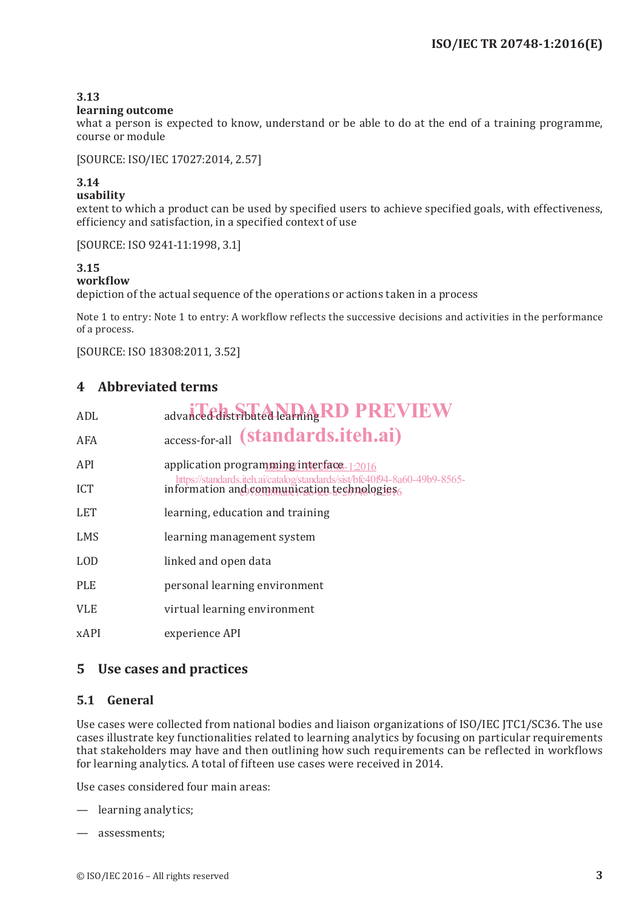**3.13**
**learning outcome**
what a person is expected to know, understand or be able to do at the end of a training programme, course or module

[SOURCE: ISO/IEC 17027:2014, 2.57]

**3.14**
**usability**
extent to which a product can be used by specified users to achieve specified goals, with effectiveness, efficiency and satisfaction, in a specified context of use

[SOURCE: ISO 9241-11:1998, 3.1]

**3.15**
**workflow**
depiction of the actual sequence of the operations or actions taken in a process

Note 1 to entry: Note 1 to entry: A workflow reflects the successive decisions and activities in the performance of a process.

[SOURCE: ISO 18308:2011, 3.52]

## 4 Abbreviated terms

| | |
|---|---|
| ADL | advanced distributed learning |
| AFA | access-for-all |
| API | application programming interface |
| ICT | information and communication technologies |
| LET | learning, education and training |
| LMS | learning management system |
| LOD | linked and open data |
| PLE | personal learning environment |
| VLE | virtual learning environment |
| xAPI | experience API |

## 5 Use cases and practices

### 5.1 General

Use cases were collected from national bodies and liaison organizations of ISO/IEC JTC1/SC36. The use cases illustrate key functionalities related to learning analytics by focusing on particular requirements that stakeholders may have and then outlining how such requirements can be reflected in workflows for learning analytics. A total of fifteen use cases were received in 2014.

Use cases considered four main areas:

— learning analytics;

— assessments;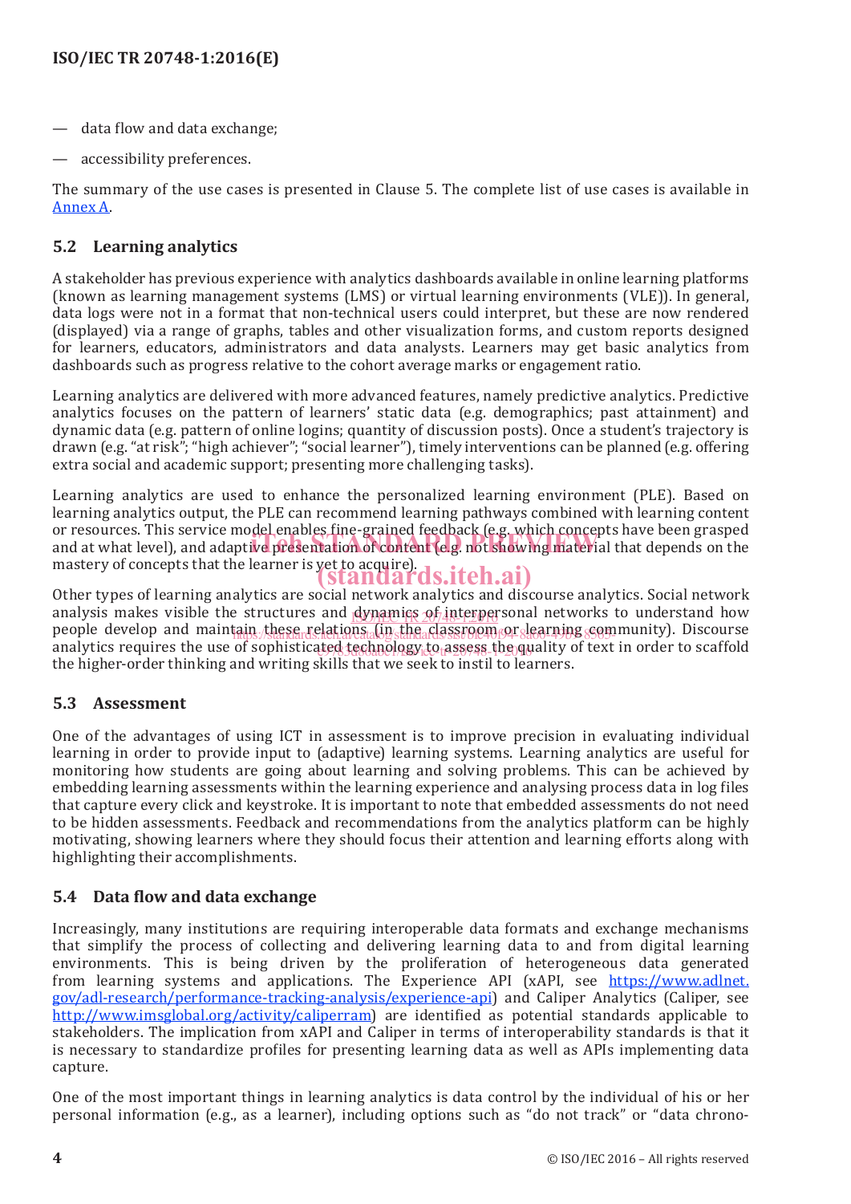— data flow and data exchange;

— accessibility preferences.

The summary of the use cases is presented in Clause 5. The complete list of use cases is available in Annex A.

## 5.2 Learning analytics

A stakeholder has previous experience with analytics dashboards available in online learning platforms (known as learning management systems (LMS) or virtual learning environments (VLE)). In general, data logs were not in a format that non-technical users could interpret, but these are now rendered (displayed) via a range of graphs, tables and other visualization forms, and custom reports designed for learners, educators, administrators and data analysts. Learners may get basic analytics from dashboards such as progress relative to the cohort average marks or engagement ratio.

Learning analytics are delivered with more advanced features, namely predictive analytics. Predictive analytics focuses on the pattern of learners' static data (e.g. demographics; past attainment) and dynamic data (e.g. pattern of online logins; quantity of discussion posts). Once a student's trajectory is drawn (e.g. "at risk"; "high achiever"; "social learner"), timely interventions can be planned (e.g. offering extra social and academic support; presenting more challenging tasks).

Learning analytics are used to enhance the personalized learning environment (PLE). Based on learning analytics output, the PLE can recommend learning pathways combined with learning content or resources. This service model enables fine-grained feedback (e.g. which concepts have been grasped and at what level), and adaptive presentation of content (e.g. not showing material that depends on the mastery of concepts that the learner is yet to acquire).

Other types of learning analytics are social network analytics and discourse analytics. Social network analysis makes visible the structures and dynamics of interpersonal networks to understand how people develop and maintain these relations (in the classroom or learning community). Discourse analytics requires the use of sophisticated technology to assess the quality of text in order to scaffold the higher-order thinking and writing skills that we seek to instil to learners.

## 5.3 Assessment

One of the advantages of using ICT in assessment is to improve precision in evaluating individual learning in order to provide input to (adaptive) learning systems. Learning analytics are useful for monitoring how students are going about learning and solving problems. This can be achieved by embedding learning assessments within the learning experience and analysing process data in log files that capture every click and keystroke. It is important to note that embedded assessments do not need to be hidden assessments. Feedback and recommendations from the analytics platform can be highly motivating, showing learners where they should focus their attention and learning efforts along with highlighting their accomplishments.

## 5.4 Data flow and data exchange

Increasingly, many institutions are requiring interoperable data formats and exchange mechanisms that simplify the process of collecting and delivering learning data to and from digital learning environments. This is being driven by the proliferation of heterogeneous data generated from learning systems and applications. The Experience API (xAPI, see https://www.adlnet.gov/adl-research/performance-tracking-analysis/experience-api) and Caliper Analytics (Caliper, see http://www.imsglobal.org/activity/caliperram) are identified as potential standards applicable to stakeholders. The implication from xAPI and Caliper in terms of interoperability standards is that it is necessary to standardize profiles for presenting learning data as well as APIs implementing data capture.

One of the most important things in learning analytics is data control by the individual of his or her personal information (e.g., as a learner), including options such as "do not track" or "data chrono-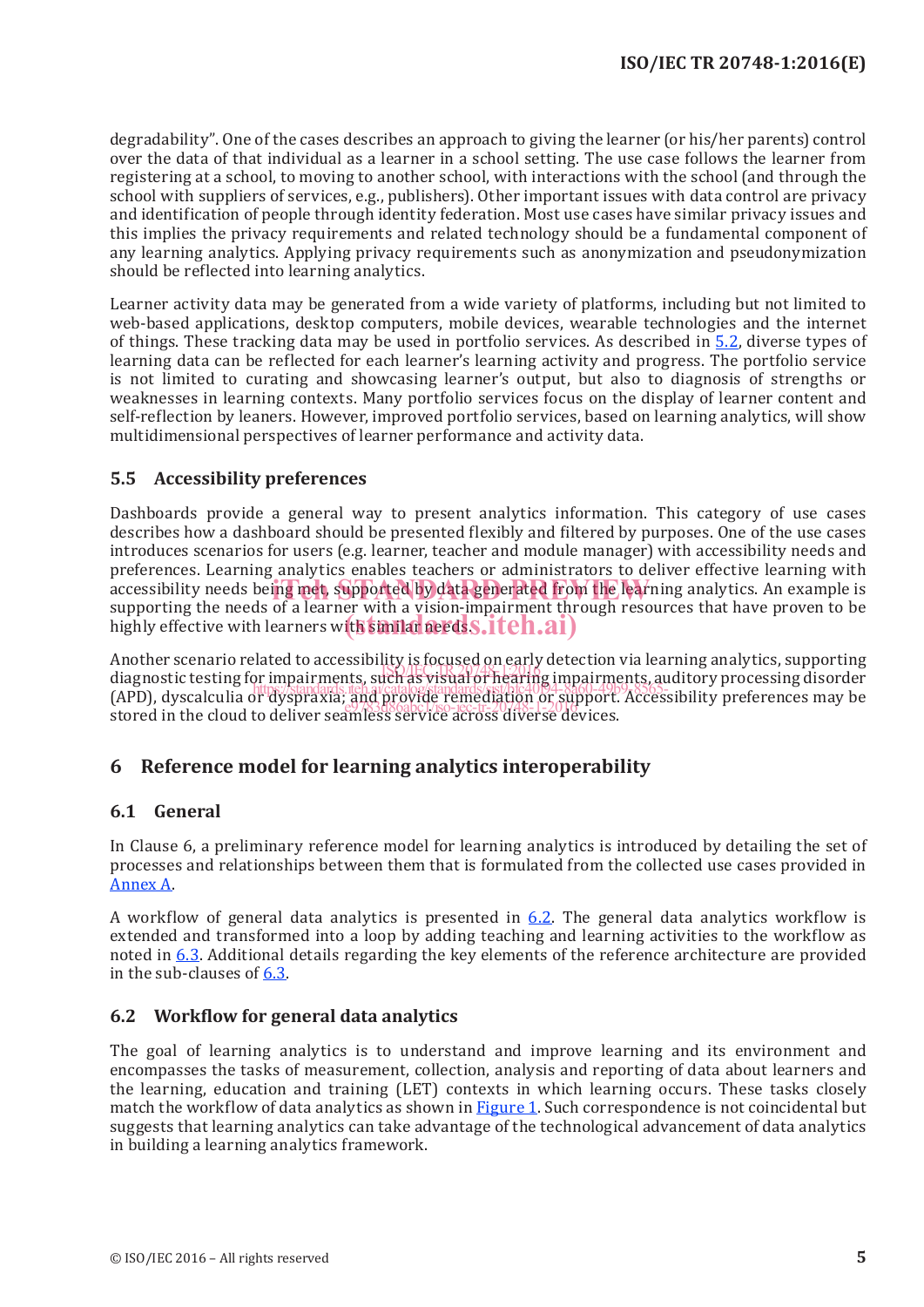degradability". One of the cases describes an approach to giving the learner (or his/her parents) control over the data of that individual as a learner in a school setting. The use case follows the learner from registering at a school, to moving to another school, with interactions with the school (and through the school with suppliers of services, e.g., publishers). Other important issues with data control are privacy and identification of people through identity federation. Most use cases have similar privacy issues and this implies the privacy requirements and related technology should be a fundamental component of any learning analytics. Applying privacy requirements such as anonymization and pseudonymization should be reflected into learning analytics.

Learner activity data may be generated from a wide variety of platforms, including but not limited to web-based applications, desktop computers, mobile devices, wearable technologies and the internet of things. These tracking data may be used in portfolio services. As described in 5.2, diverse types of learning data can be reflected for each learner's learning activity and progress. The portfolio service is not limited to curating and showcasing learner's output, but also to diagnosis of strengths or weaknesses in learning contexts. Many portfolio services focus on the display of learner content and self-reflection by leaners. However, improved portfolio services, based on learning analytics, will show multidimensional perspectives of learner performance and activity data.

### 5.5 Accessibility preferences

Dashboards provide a general way to present analytics information. This category of use cases describes how a dashboard should be presented flexibly and filtered by purposes. One of the use cases introduces scenarios for users (e.g. learner, teacher and module manager) with accessibility needs and preferences. Learning analytics enables teachers or administrators to deliver effective learning with accessibility needs being met, supported by data generated from the learning analytics. An example is supporting the needs of a learner with a vision-impairment through resources that have proven to be highly effective with learners with similar needs.

Another scenario related to accessibility is focused on early detection via learning analytics, supporting diagnostic testing for impairments, such as visual or hearing impairments, auditory processing disorder (APD), dyscalculia or dyspraxia; and provide remediation or support. Accessibility preferences may be stored in the cloud to deliver seamless service across diverse devices.

## 6 Reference model for learning analytics interoperability

### 6.1 General

In Clause 6, a preliminary reference model for learning analytics is introduced by detailing the set of processes and relationships between them that is formulated from the collected use cases provided in Annex A.

A workflow of general data analytics is presented in 6.2. The general data analytics workflow is extended and transformed into a loop by adding teaching and learning activities to the workflow as noted in 6.3. Additional details regarding the key elements of the reference architecture are provided in the sub-clauses of 6.3.

### 6.2 Workflow for general data analytics

The goal of learning analytics is to understand and improve learning and its environment and encompasses the tasks of measurement, collection, analysis and reporting of data about learners and the learning, education and training (LET) contexts in which learning occurs. These tasks closely match the workflow of data analytics as shown in Figure 1. Such correspondence is not coincidental but suggests that learning analytics can take advantage of the technological advancement of data analytics in building a learning analytics framework.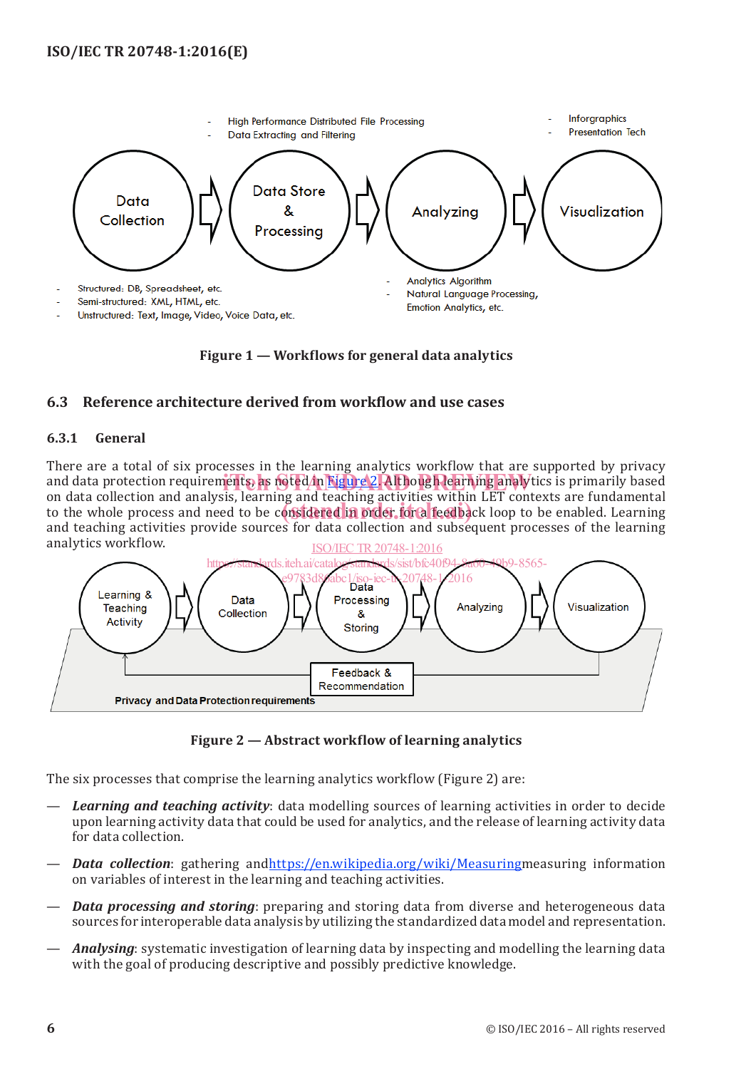- High Performance Distributed File Processing
- Data Extracting and Filtering

- Inforgraphics
- Presentation Tech

Data Collection

Data Store & Processing

Analyzing

Visualization

- Structured: DB, Spreadsheet, etc.
- Semi-structured: XML, HTML, etc.
- Unstructured: Text, Image, Video, Voice Data, etc.

- Analytics Algorithm
- Natural Language Processing, Emotion Analytics, etc.

**Figure 1 — Workflows for general data analytics**

## 6.3 Reference architecture derived from workflow and use cases

### 6.3.1 General

There are a total of six processes in the learning analytics workflow that are supported by privacy and data protection requirements, as noted in Figure 2. Although learning analytics is primarily based on data collection and analysis, learning and teaching activities within LET contexts are fundamental to the whole process and need to be considered in order for a feedback loop to be enabled. Learning and teaching activities provide sources for data collection and subsequent processes of the learning analytics workflow.

Learning & Teaching Activity

Data Collection

Data Processing & Storing

Analyzing

Visualization

Feedback & Recommendation

Privacy and Data Protection requirements

**Figure 2 — Abstract workflow of learning analytics**

The six processes that comprise the learning analytics workflow (Figure 2) are:

— ***Learning and teaching activity***: data modelling sources of learning activities in order to decide upon learning activity data that could be used for analytics, and the release of learning activity data for data collection.

— ***Data collection***: gathering and[https://en.wikipedia.org/wiki/Measuring](https://en.wikipedia.org/wiki/Measuring)measuring information on variables of interest in the learning and teaching activities.

— ***Data processing and storing***: preparing and storing data from diverse and heterogeneous data sources for interoperable data analysis by utilizing the standardized data model and representation.

— ***Analysing***: systematic investigation of learning data by inspecting and modelling the learning data with the goal of producing descriptive and possibly predictive knowledge.